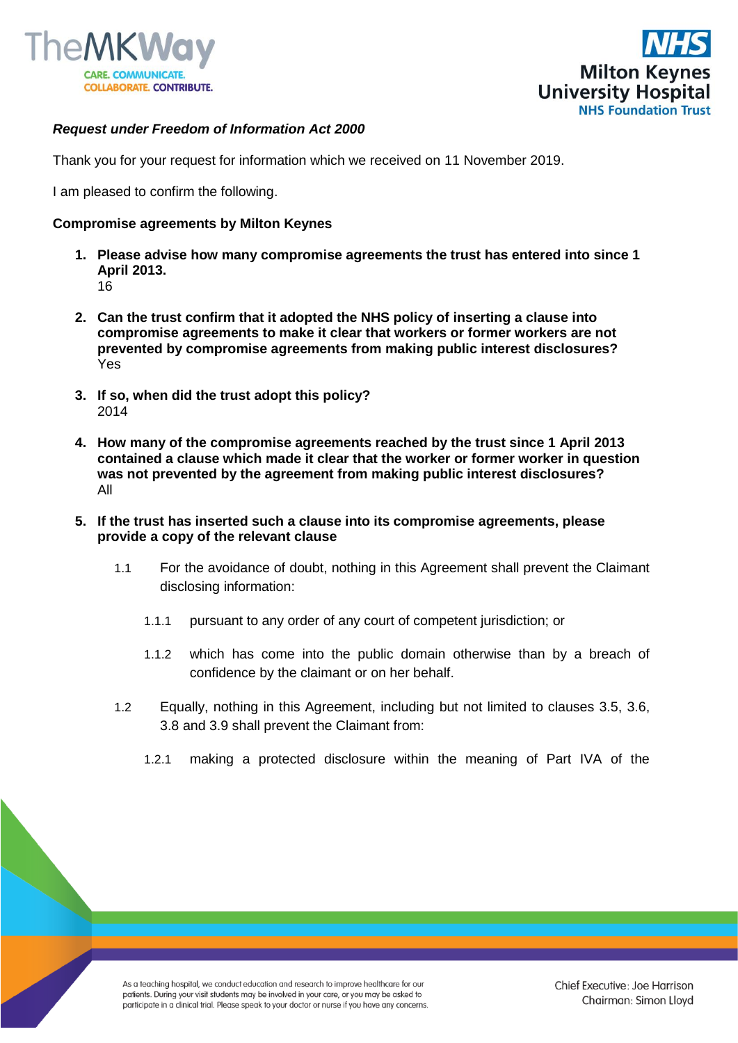***Request under Freedom of Information Act 2000***

Thank you for your request for information which we received on 11 November 2019.

I am pleased to confirm the following.

**Compromise agreements by Milton Keynes**

1. **Please advise how many compromise agreements the trust has entered into since 1 April 2013.**
   16

2. **Can the trust confirm that it adopted the NHS policy of inserting a clause into compromise agreements to make it clear that workers or former workers are not prevented by compromise agreements from making public interest disclosures?**
   Yes

3. **If so, when did the trust adopt this policy?**
   2014

4. **How many of the compromise agreements reached by the trust since 1 April 2013 contained a clause which made it clear that the worker or former worker in question was not prevented by the agreement from making public interest disclosures?**
   All

5. **If the trust has inserted such a clause into its compromise agreements, please provide a copy of the relevant clause**

   1.1 For the avoidance of doubt, nothing in this Agreement shall prevent the Claimant disclosing information:

   1.1.1 pursuant to any order of any court of competent jurisdiction; or

   1.1.2 which has come into the public domain otherwise than by a breach of confidence by the claimant or on her behalf.

   1.2 Equally, nothing in this Agreement, including but not limited to clauses 3.5, 3.6, 3.8 and 3.9 shall prevent the Claimant from:

   1.2.1 making a protected disclosure within the meaning of Part IVA of the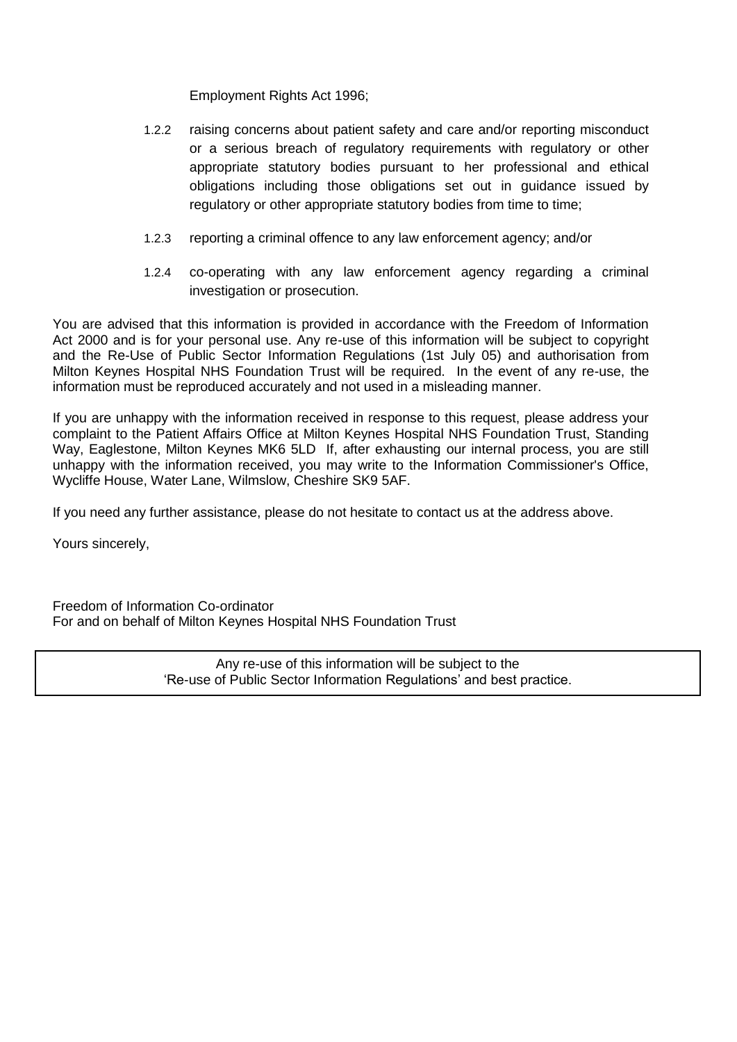Employment Rights Act 1996;

1.2.2 raising concerns about patient safety and care and/or reporting misconduct or a serious breach of regulatory requirements with regulatory or other appropriate statutory bodies pursuant to her professional and ethical obligations including those obligations set out in guidance issued by regulatory or other appropriate statutory bodies from time to time;

1.2.3 reporting a criminal offence to any law enforcement agency; and/or

1.2.4 co-operating with any law enforcement agency regarding a criminal investigation or prosecution.

You are advised that this information is provided in accordance with the Freedom of Information Act 2000 and is for your personal use. Any re-use of this information will be subject to copyright and the Re-Use of Public Sector Information Regulations (1st July 05) and authorisation from Milton Keynes Hospital NHS Foundation Trust will be required. In the event of any re-use, the information must be reproduced accurately and not used in a misleading manner.

If you are unhappy with the information received in response to this request, please address your complaint to the Patient Affairs Office at Milton Keynes Hospital NHS Foundation Trust, Standing Way, Eaglestone, Milton Keynes MK6 5LD If, after exhausting our internal process, you are still unhappy with the information received, you may write to the Information Commissioner's Office, Wycliffe House, Water Lane, Wilmslow, Cheshire SK9 5AF.

If you need any further assistance, please do not hesitate to contact us at the address above.

Yours sincerely,

Freedom of Information Co-ordinator
For and on behalf of Milton Keynes Hospital NHS Foundation Trust

Any re-use of this information will be subject to the
'Re-use of Public Sector Information Regulations' and best practice.